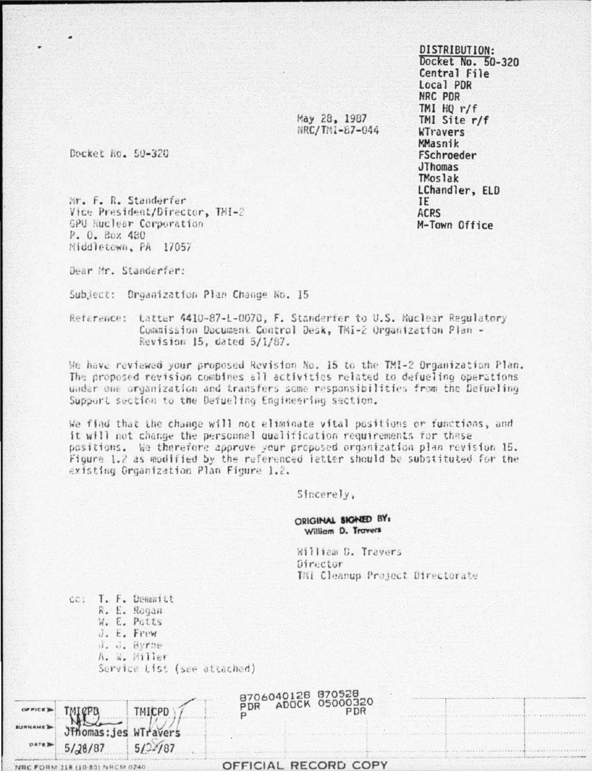DISTRIBUTION:
Docket No. 50-320
Central File
Local PDR
NRC PDR
TMI HQ r/f
TMI Site r/f
WTravers
MMasnik
FSchroeder
JThomas
TMoslak
LChandler, ELD
IE
ACRS
M-Town Office

May 28, 1987
NRC/TMI-87-044

Docket No. 50-320

Mr. F. R. Standerfer
Vice President/Director, TMI-2
GPU Nuclear Corporation
P. O. Box 480
Middletown, PA 17057

Dear Mr. Standerfer:

Subject: Organization Plan Change No. 15

Reference: Letter 4410-87-L-0070, F. Standerfer to U.S. Nuclear Regulatory Commission Document Control Desk, TMI-2 Organization Plan - Revision 15, dated 5/1/87.

We have reviewed your proposed Revision No. 15 to the TMI-2 Organization Plan. The proposed revision combines all activities related to defueling operations under one organization and transfers some responsibilities from the Defueling Support section to the Defueling Engineering section.

We find that the change will not eliminate vital positions or functions, and it will not change the personnel qualification requirements for these positions. We therefore approve your proposed organization plan revision 15. Figure 1.2 as modified by the referenced letter should be substituted for the existing Organization Plan Figure 1.2.

Sincerely,

ORIGINAL SIGNED BY:
William D. Travers

William D. Travers
Director
TMI Cleanup Project Directorate

cc: T. F. Demmitt
R. E. Rogan
W. E. Potts
J. E. Frew
J. J. Byrne
A. W. Miller
Service List (see attached)

8706040128 870528
PDR ADOCK 05000320
P PDR

| OFFICE | TMICPD | TMICPD |
|---|---|---|
| SURNAME | JThomas:jes | WTravers |
| DATE | 5/28/87 | 5/28/87 |

NRC FORM 318 (10-80) NRCM 0240

OFFICIAL RECORD COPY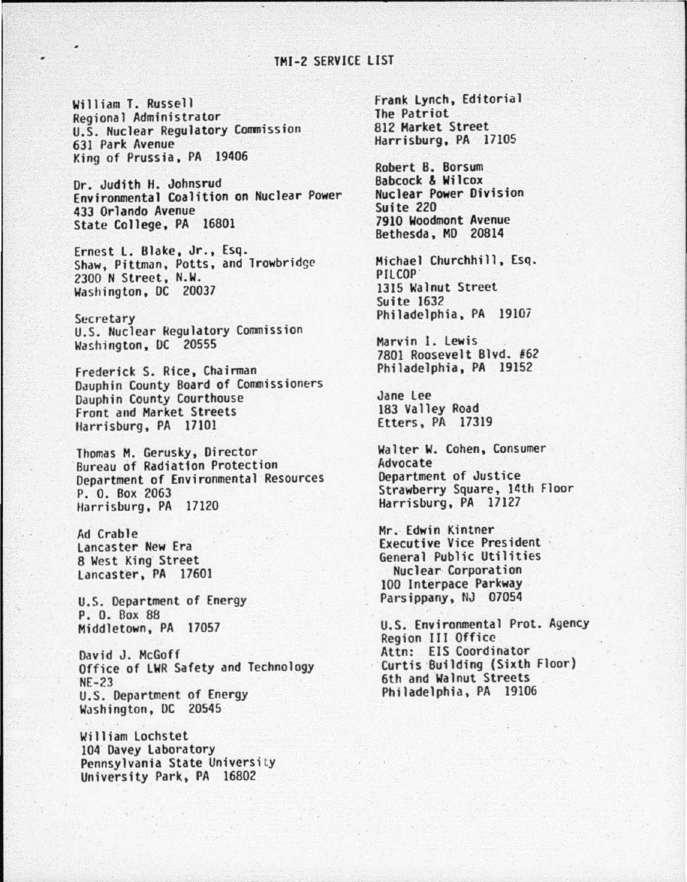# TMI-2 SERVICE LIST

William T. Russell
Regional Administrator
U.S. Nuclear Regulatory Commission
631 Park Avenue
King of Prussia, PA 19406

Dr. Judith H. Johnsrud
Environmental Coalition on Nuclear Power
433 Orlando Avenue
State College, PA 16801

Ernest L. Blake, Jr., Esq.
Shaw, Pittman, Potts, and Trowbridge
2300 N Street, N.W.
Washington, DC 20037

Secretary
U.S. Nuclear Regulatory Commission
Washington, DC 20555

Frederick S. Rice, Chairman
Dauphin County Board of Commissioners
Dauphin County Courthouse
Front and Market Streets
Harrisburg, PA 17101

Thomas M. Gerusky, Director
Bureau of Radiation Protection
Department of Environmental Resources
P. O. Box 2063
Harrisburg, PA 17120

Ad Crable
Lancaster New Era
8 West King Street
Lancaster, PA 17601

U.S. Department of Energy
P. O. Box 88
Middletown, PA 17057

David J. McGoff
Office of LWR Safety and Technology
NE-23
U.S. Department of Energy
Washington, DC 20545

William Lochstet
104 Davey Laboratory
Pennsylvania State University
University Park, PA 16802

Frank Lynch, Editorial
The Patriot
812 Market Street
Harrisburg, PA 17105

Robert B. Borsum
Babcock & Wilcox
Nuclear Power Division
Suite 220
7910 Woodmont Avenue
Bethesda, MD 20814

Michael Churchhill, Esq.
PILCOP
1315 Walnut Street
Suite 1632
Philadelphia, PA 19107

Marvin I. Lewis
7801 Roosevelt Blvd. #62
Philadelphia, PA 19152

Jane Lee
183 Valley Road
Etters, PA 17319

Walter W. Cohen, Consumer
Advocate
Department of Justice
Strawberry Square, 14th Floor
Harrisburg, PA 17127

Mr. Edwin Kintner
Executive Vice President
General Public Utilities
Nuclear Corporation
100 Interpace Parkway
Parsippany, NJ 07054

U.S. Environmental Prot. Agency
Region III Office
Attn: EIS Coordinator
Curtis Building (Sixth Floor)
6th and Walnut Streets
Philadelphia, PA 19106